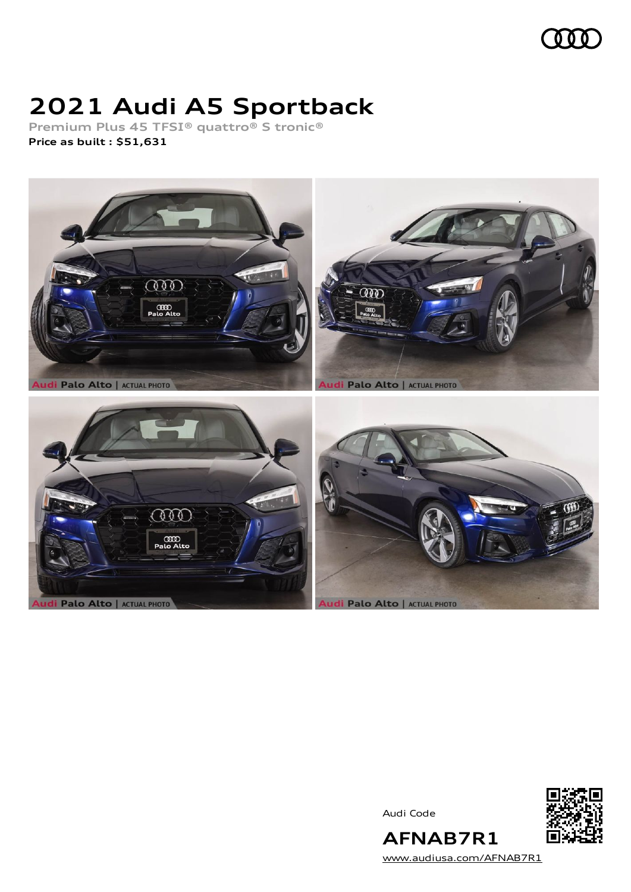# 2021 Audi A5 Sportback

**Premium Plus 45 TFSI® quattro® S tronic®**

**Price as built : $51,631**

Audi Code

**AFNAB7R1**

www.audiusa.com/AFNAB7R1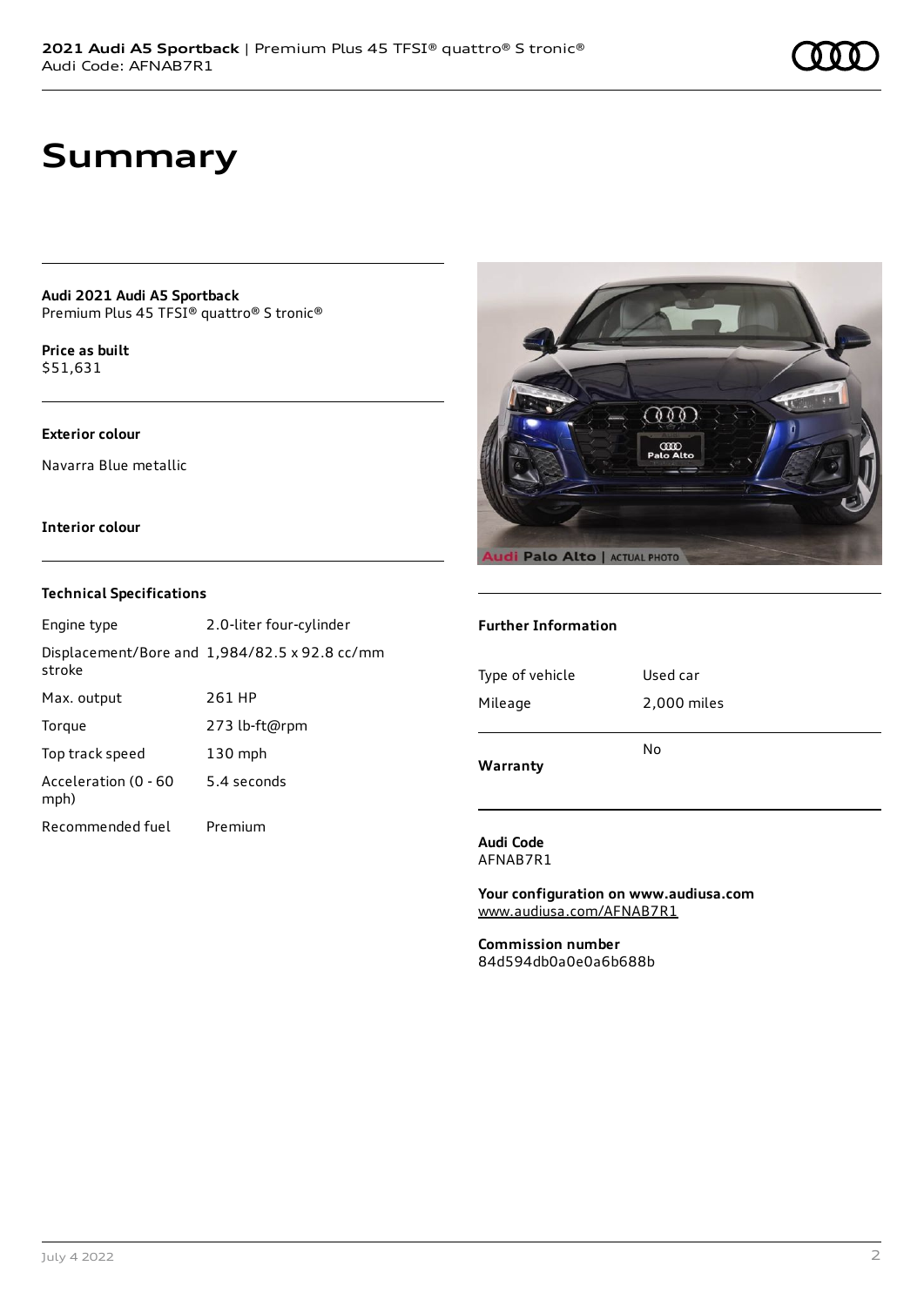# Summary

**Audi 2021 Audi A5 Sportback**
Premium Plus 45 TFSI® quattro® S tronic®

**Price as built**
$51,631

**Exterior colour**

Navarra Blue metallic

**Interior colour**

### Technical Specifications

| | |
|---|---|
| Engine type | 2.0-liter four-cylinder |
| Displacement/Bore and stroke | 1,984/82.5 x 92.8 cc/mm |
| Max. output | 261 HP |
| Torque | 273 lb-ft@rpm |
| Top track speed | 130 mph |
| Acceleration (0 - 60 mph) | 5.4 seconds |
| Recommended fuel | Premium |

### Further Information

| | |
|---|---|
| Type of vehicle | Used car |
| Mileage | 2,000 miles |
| **Warranty** | No |

**Audi Code**
AFNAB7R1

**Your configuration on www.audiusa.com**
www.audiusa.com/AFNAB7R1

**Commission number**
84d594db0a0e0a6b688b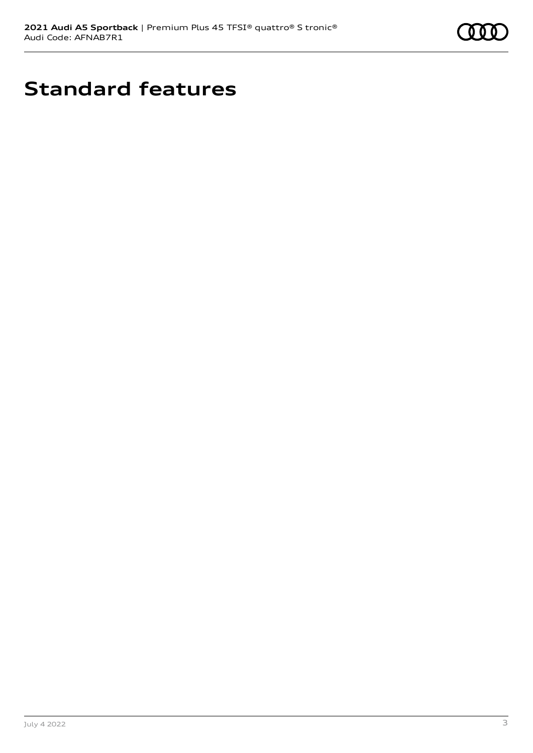# Standard features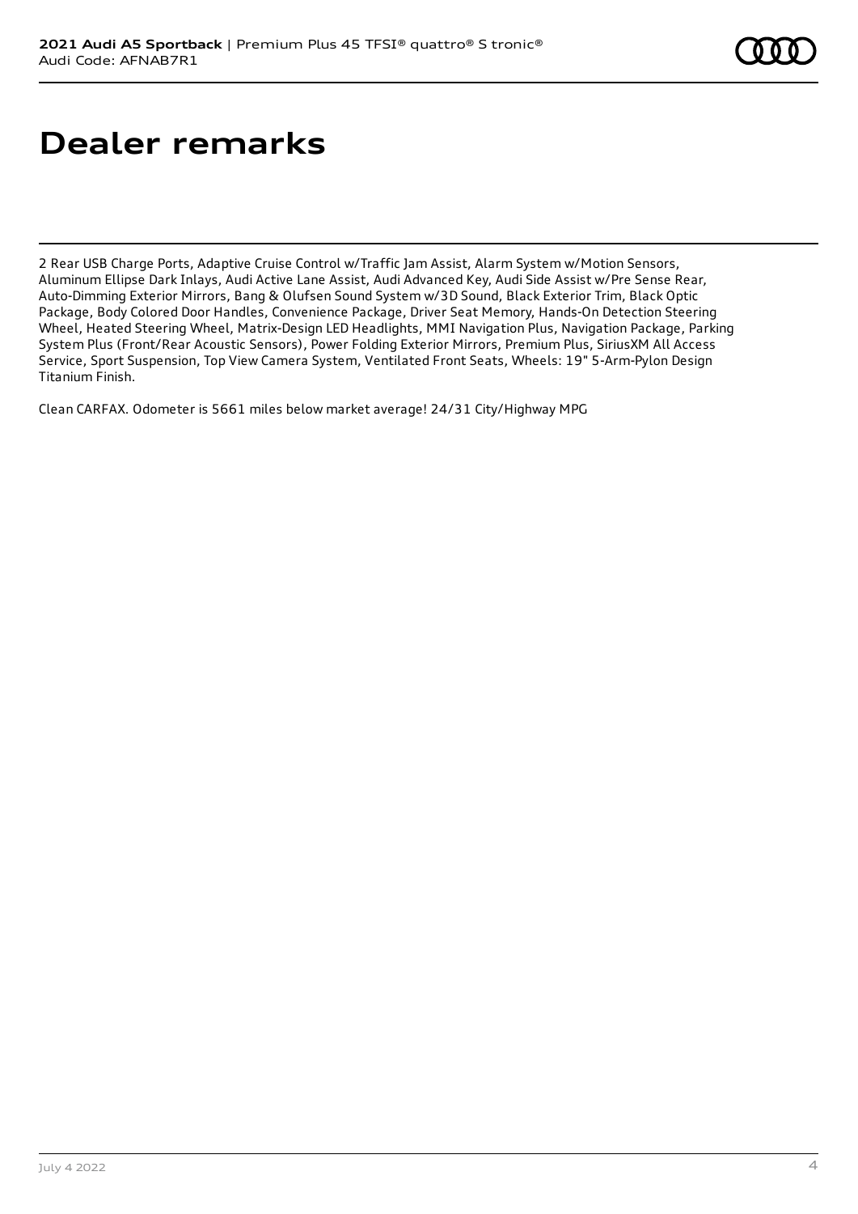# Dealer remarks

2 Rear USB Charge Ports, Adaptive Cruise Control w/Traffic Jam Assist, Alarm System w/Motion Sensors, Aluminum Ellipse Dark Inlays, Audi Active Lane Assist, Audi Advanced Key, Audi Side Assist w/Pre Sense Rear, Auto-Dimming Exterior Mirrors, Bang & Olufsen Sound System w/3D Sound, Black Exterior Trim, Black Optic Package, Body Colored Door Handles, Convenience Package, Driver Seat Memory, Hands-On Detection Steering Wheel, Heated Steering Wheel, Matrix-Design LED Headlights, MMI Navigation Plus, Navigation Package, Parking System Plus (Front/Rear Acoustic Sensors), Power Folding Exterior Mirrors, Premium Plus, SiriusXM All Access Service, Sport Suspension, Top View Camera System, Ventilated Front Seats, Wheels: 19" 5-Arm-Pylon Design Titanium Finish.

Clean CARFAX. Odometer is 5661 miles below market average! 24/31 City/Highway MPG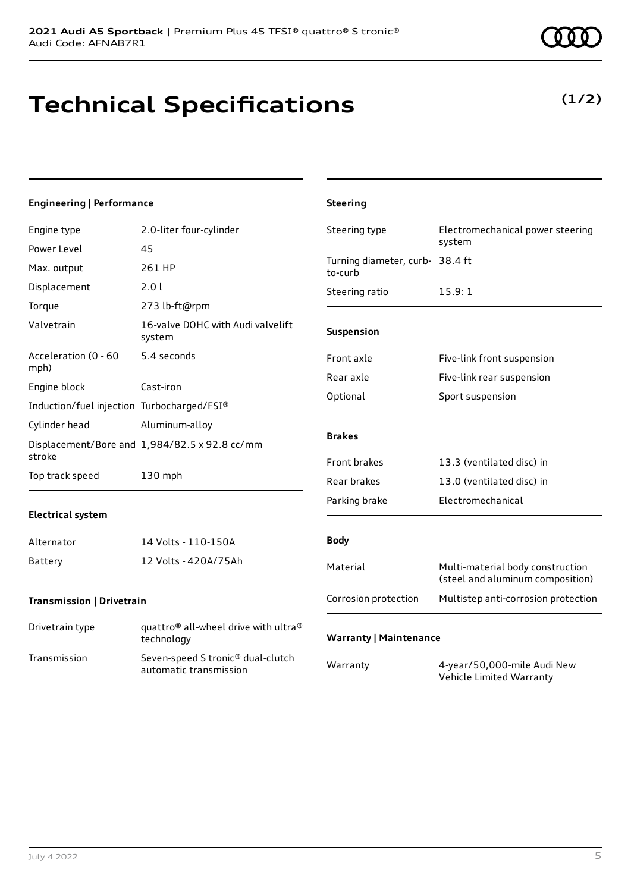# Technical Specifications

**(1/2)**

### Engineering | Performance

| | |
|---|---|
| Engine type | 2.0-liter four-cylinder |
| Power Level | 45 |
| Max. output | 261 HP |
| Displacement | 2.0 l |
| Torque | 273 lb-ft@rpm |
| Valvetrain | 16-valve DOHC with Audi valvelift system |
| Acceleration (0 - 60 mph) | 5.4 seconds |
| Engine block | Cast-iron |
| Induction/fuel injection | Turbocharged/FSI® |
| Cylinder head | Aluminum-alloy |
| Displacement/Bore and stroke | 1,984/82.5 x 92.8 cc/mm |
| Top track speed | 130 mph |

### Electrical system

| | |
|---|---|
| Alternator | 14 Volts - 110-150A |
| Battery | 12 Volts - 420A/75Ah |

### Transmission | Drivetrain

| | |
|---|---|
| Drivetrain type | quattro® all-wheel drive with ultra® technology |
| Transmission | Seven-speed S tronic® dual-clutch automatic transmission |

### Steering

| | |
|---|---|
| Steering type | Electromechanical power steering system |
| Turning diameter, curb-to-curb | 38.4 ft |
| Steering ratio | 15.9: 1 |

### Suspension

| | |
|---|---|
| Front axle | Five-link front suspension |
| Rear axle | Five-link rear suspension |
| Optional | Sport suspension |

### Brakes

| | |
|---|---|
| Front brakes | 13.3 (ventilated disc) in |
| Rear brakes | 13.0 (ventilated disc) in |
| Parking brake | Electromechanical |

### Body

| | |
|---|---|
| Material | Multi-material body construction (steel and aluminum composition) |
| Corrosion protection | Multistep anti-corrosion protection |

### Warranty | Maintenance

| | |
|---|---|
| Warranty | 4-year/50,000-mile Audi New Vehicle Limited Warranty |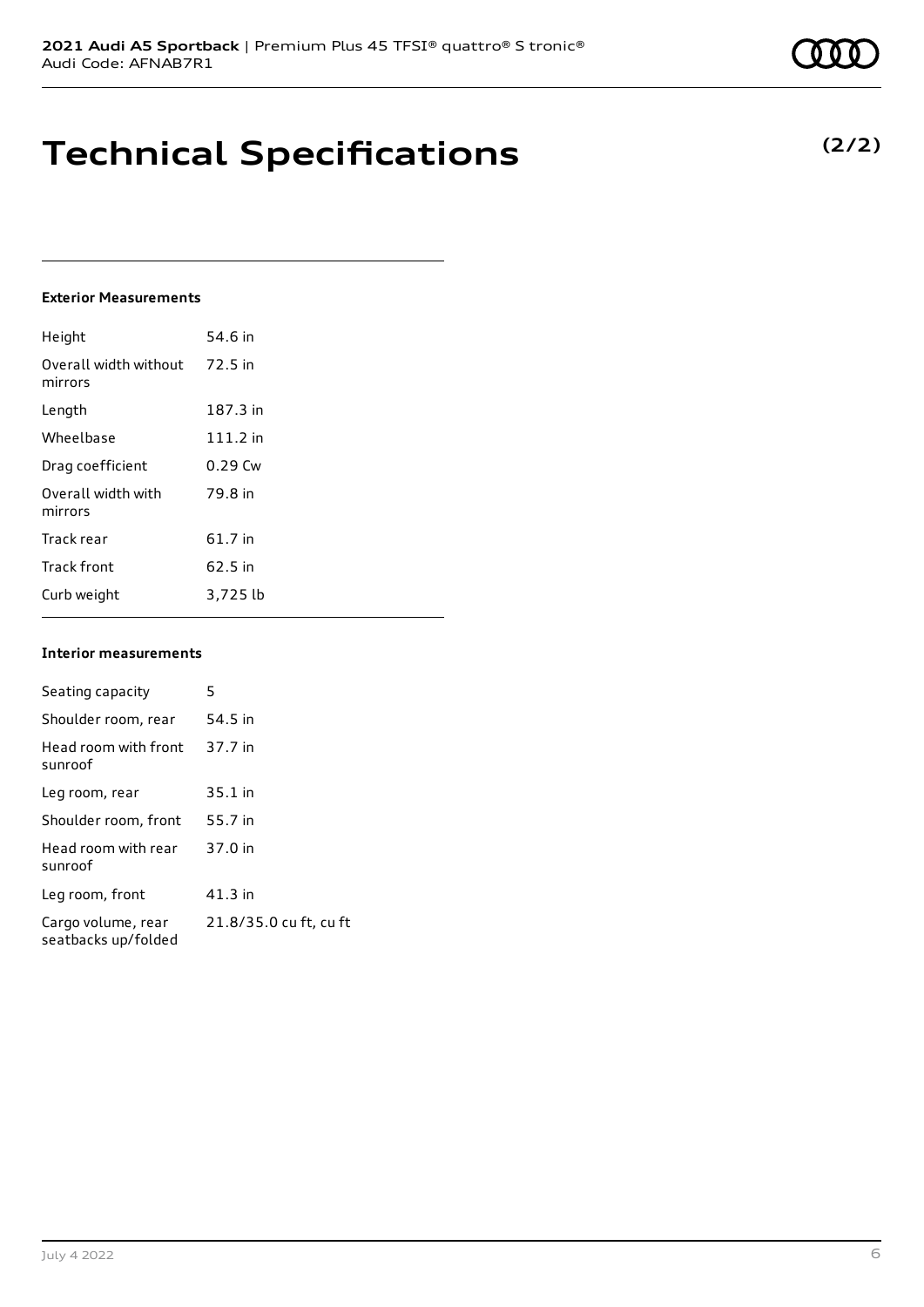# Technical Specifications

**(2/2)**

### Exterior Measurements

| | |
|---|---|
| Height | 54.6 in |
| Overall width without mirrors | 72.5 in |
| Length | 187.3 in |
| Wheelbase | 111.2 in |
| Drag coefficient | 0.29 Cw |
| Overall width with mirrors | 79.8 in |
| Track rear | 61.7 in |
| Track front | 62.5 in |
| Curb weight | 3,725 lb |

### Interior measurements

| | |
|---|---|
| Seating capacity | 5 |
| Shoulder room, rear | 54.5 in |
| Head room with front sunroof | 37.7 in |
| Leg room, rear | 35.1 in |
| Shoulder room, front | 55.7 in |
| Head room with rear sunroof | 37.0 in |
| Leg room, front | 41.3 in |
| Cargo volume, rear seatbacks up/folded | 21.8/35.0 cu ft, cu ft |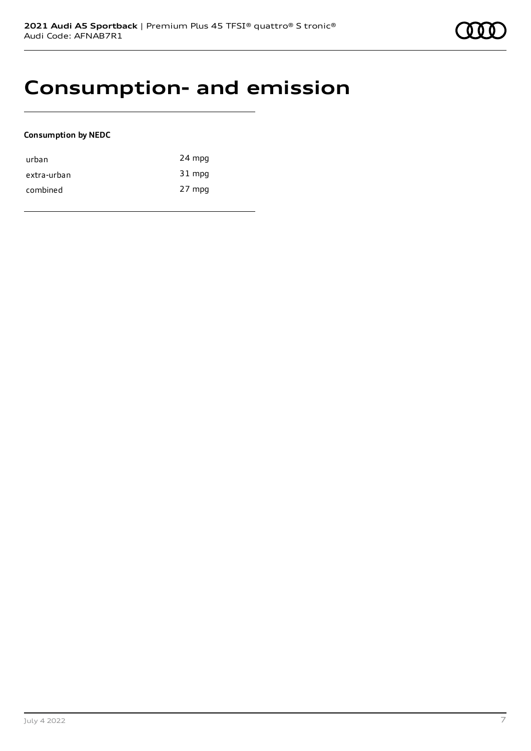# Consumption- and emission

**Consumption by NEDC**

| | |
|---|---|
| urban | 24 mpg |
| extra-urban | 31 mpg |
| combined | 27 mpg |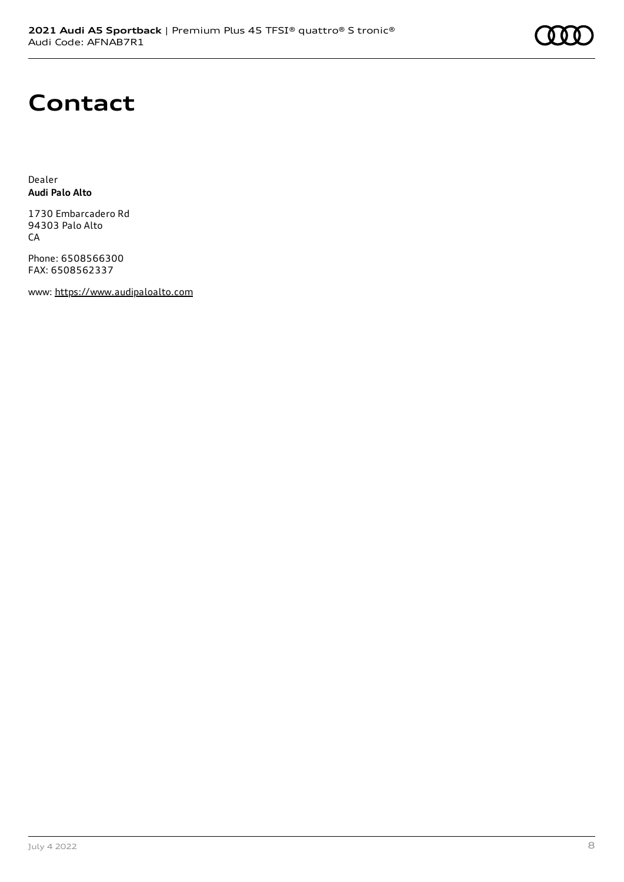# Contact

Dealer
**Audi Palo Alto**

1730 Embarcadero Rd
94303 Palo Alto
CA

Phone: 6508566300
FAX: 6508562337

www: https://www.audipaloalto.com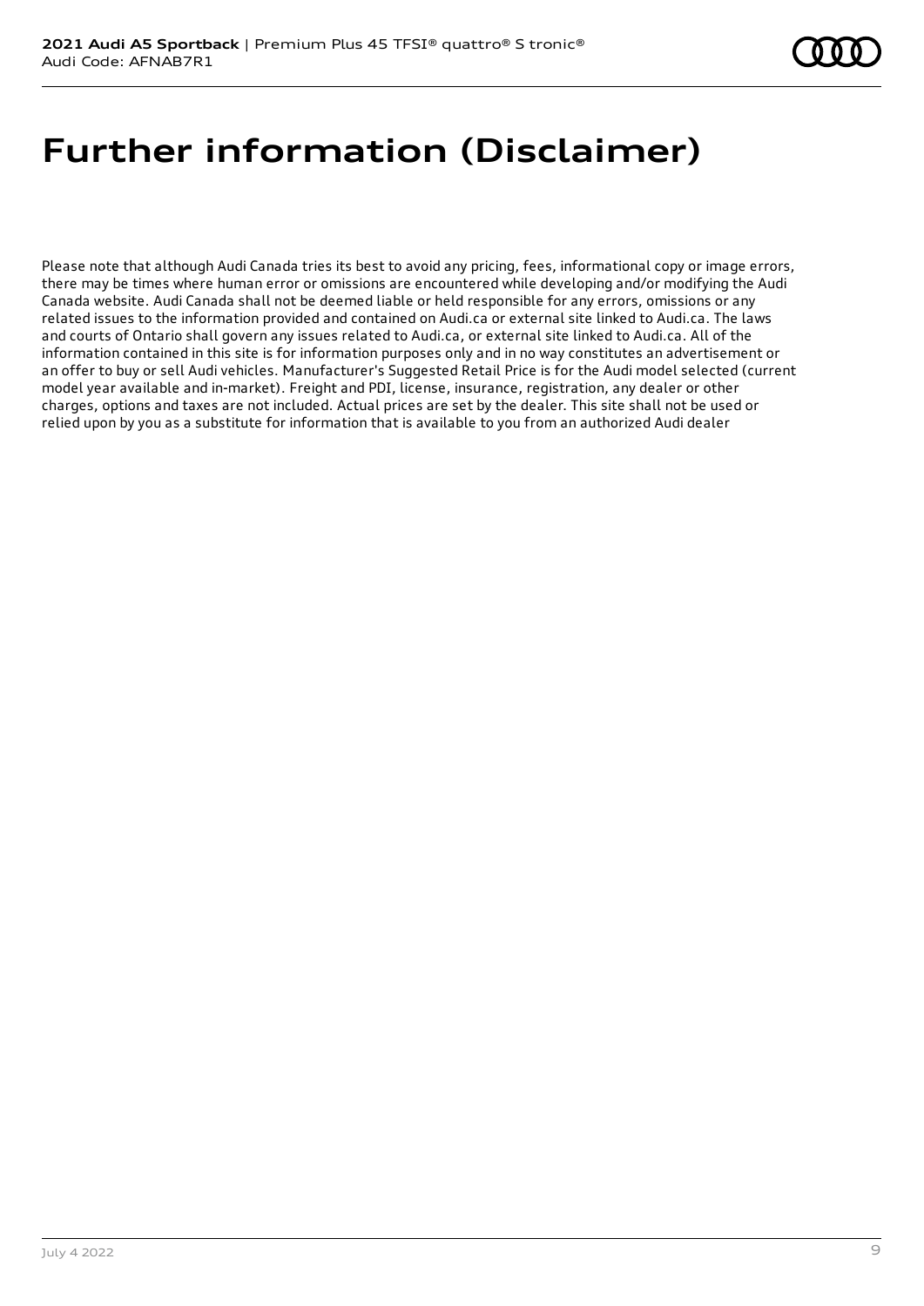# Further information (Disclaimer)

Please note that although Audi Canada tries its best to avoid any pricing, fees, informational copy or image errors, there may be times where human error or omissions are encountered while developing and/or modifying the Audi Canada website. Audi Canada shall not be deemed liable or held responsible for any errors, omissions or any related issues to the information provided and contained on Audi.ca or external site linked to Audi.ca. The laws and courts of Ontario shall govern any issues related to Audi.ca, or external site linked to Audi.ca. All of the information contained in this site is for information purposes only and in no way constitutes an advertisement or an offer to buy or sell Audi vehicles. Manufacturer's Suggested Retail Price is for the Audi model selected (current model year available and in-market). Freight and PDI, license, insurance, registration, any dealer or other charges, options and taxes are not included. Actual prices are set by the dealer. This site shall not be used or relied upon by you as a substitute for information that is available to you from an authorized Audi dealer